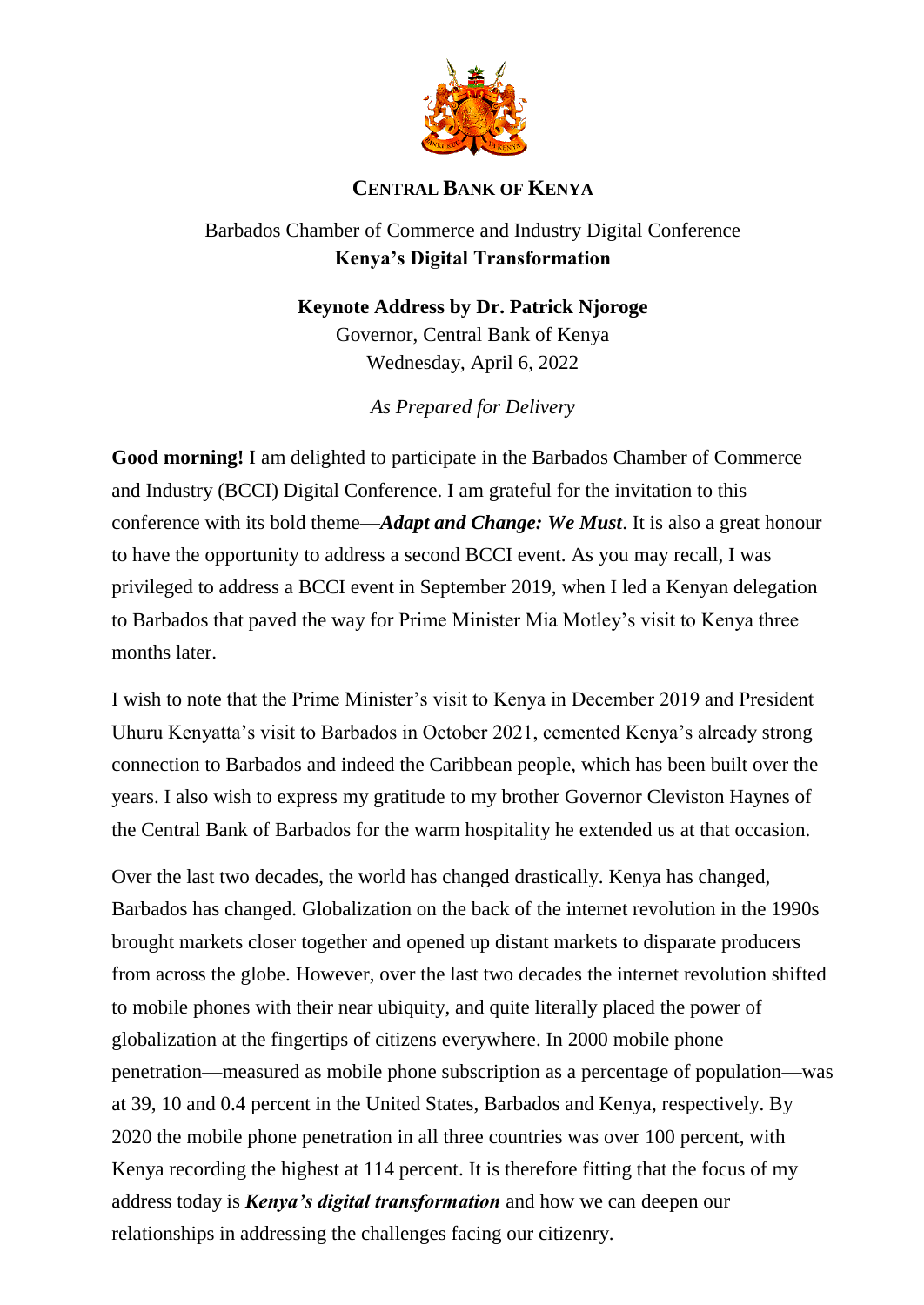**CENTRAL BANK OF KENYA**

Barbados Chamber of Commerce and Industry Digital Conference

**Kenya's Digital Transformation**

**Keynote Address by Dr. Patrick Njoroge**

Governor, Central Bank of Kenya

Wednesday, April 6, 2022

*As Prepared for Delivery*

**Good morning!** I am delighted to participate in the Barbados Chamber of Commerce and Industry (BCCI) Digital Conference. I am grateful for the invitation to this conference with its bold theme—***Adapt and Change: We Must***. It is also a great honour to have the opportunity to address a second BCCI event. As you may recall, I was privileged to address a BCCI event in September 2019, when I led a Kenyan delegation to Barbados that paved the way for Prime Minister Mia Motley's visit to Kenya three months later.

I wish to note that the Prime Minister's visit to Kenya in December 2019 and President Uhuru Kenyatta's visit to Barbados in October 2021, cemented Kenya's already strong connection to Barbados and indeed the Caribbean people, which has been built over the years. I also wish to express my gratitude to my brother Governor Cleviston Haynes of the Central Bank of Barbados for the warm hospitality he extended us at that occasion.

Over the last two decades, the world has changed drastically. Kenya has changed, Barbados has changed. Globalization on the back of the internet revolution in the 1990s brought markets closer together and opened up distant markets to disparate producers from across the globe. However, over the last two decades the internet revolution shifted to mobile phones with their near ubiquity, and quite literally placed the power of globalization at the fingertips of citizens everywhere. In 2000 mobile phone penetration—measured as mobile phone subscription as a percentage of population—was at 39, 10 and 0.4 percent in the United States, Barbados and Kenya, respectively. By 2020 the mobile phone penetration in all three countries was over 100 percent, with Kenya recording the highest at 114 percent. It is therefore fitting that the focus of my address today is ***Kenya's digital transformation*** and how we can deepen our relationships in addressing the challenges facing our citizenry.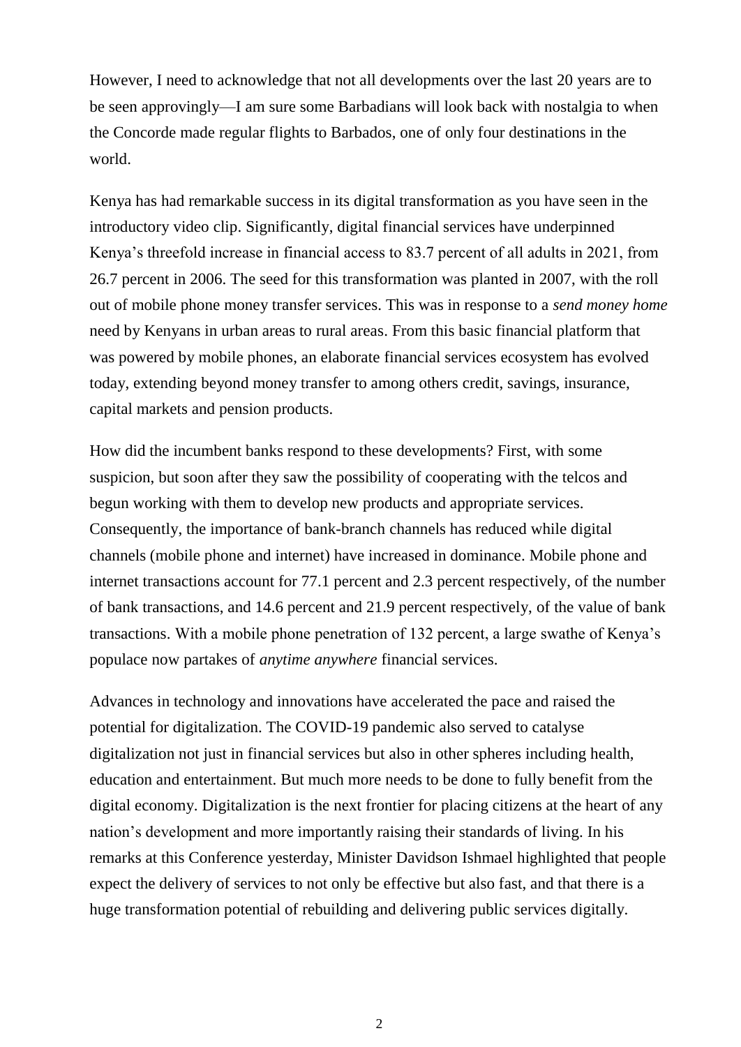However, I need to acknowledge that not all developments over the last 20 years are to be seen approvingly—I am sure some Barbadians will look back with nostalgia to when the Concorde made regular flights to Barbados, one of only four destinations in the world.

Kenya has had remarkable success in its digital transformation as you have seen in the introductory video clip. Significantly, digital financial services have underpinned Kenya's threefold increase in financial access to 83.7 percent of all adults in 2021, from 26.7 percent in 2006. The seed for this transformation was planted in 2007, with the roll out of mobile phone money transfer services. This was in response to a *send money home* need by Kenyans in urban areas to rural areas. From this basic financial platform that was powered by mobile phones, an elaborate financial services ecosystem has evolved today, extending beyond money transfer to among others credit, savings, insurance, capital markets and pension products.

How did the incumbent banks respond to these developments? First, with some suspicion, but soon after they saw the possibility of cooperating with the telcos and begun working with them to develop new products and appropriate services. Consequently, the importance of bank-branch channels has reduced while digital channels (mobile phone and internet) have increased in dominance. Mobile phone and internet transactions account for 77.1 percent and 2.3 percent respectively, of the number of bank transactions, and 14.6 percent and 21.9 percent respectively, of the value of bank transactions. With a mobile phone penetration of 132 percent, a large swathe of Kenya's populace now partakes of *anytime anywhere* financial services.

Advances in technology and innovations have accelerated the pace and raised the potential for digitalization. The COVID-19 pandemic also served to catalyse digitalization not just in financial services but also in other spheres including health, education and entertainment. But much more needs to be done to fully benefit from the digital economy. Digitalization is the next frontier for placing citizens at the heart of any nation's development and more importantly raising their standards of living. In his remarks at this Conference yesterday, Minister Davidson Ishmael highlighted that people expect the delivery of services to not only be effective but also fast, and that there is a huge transformation potential of rebuilding and delivering public services digitally.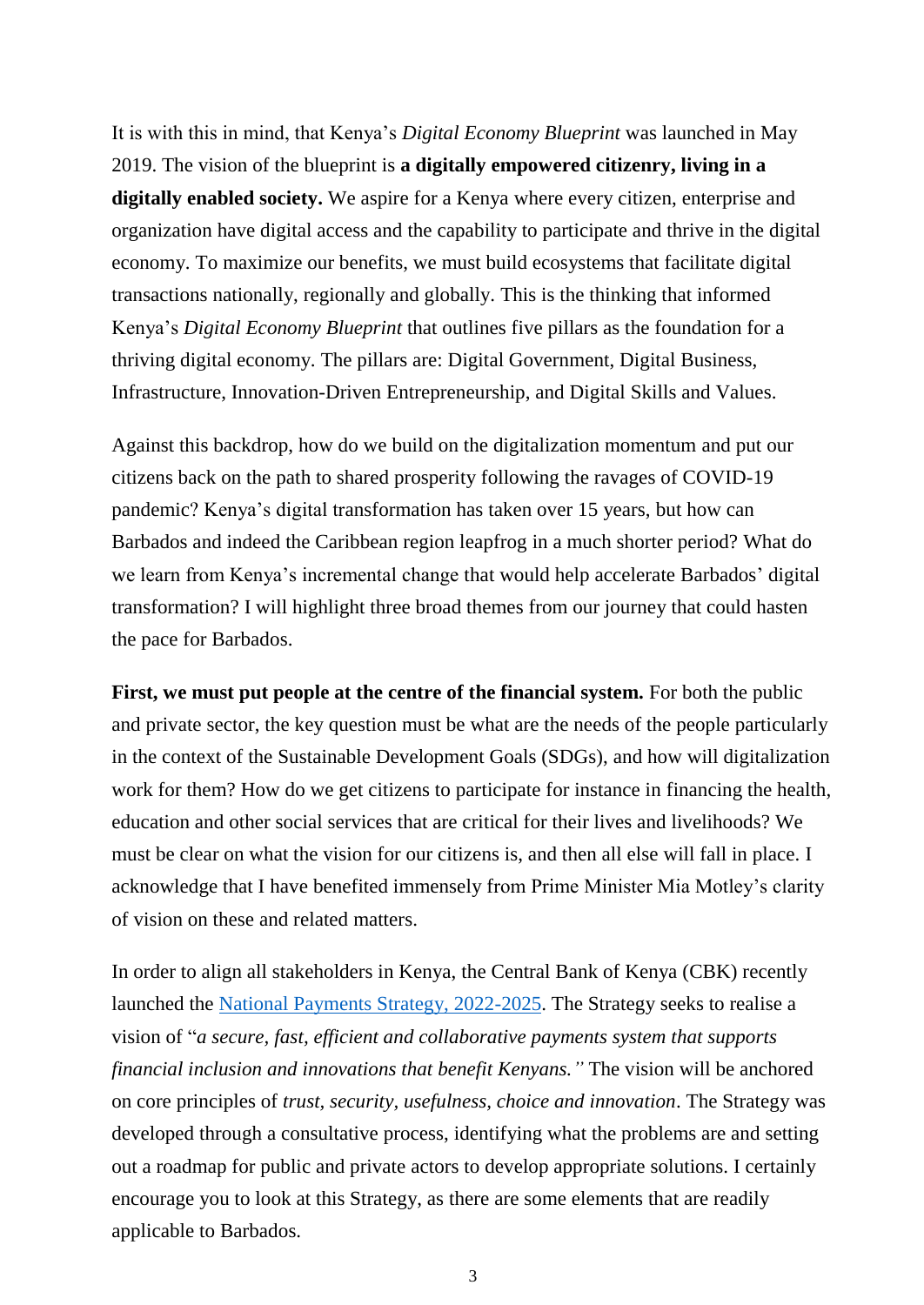It is with this in mind, that Kenya's *Digital Economy Blueprint* was launched in May 2019. The vision of the blueprint is **a digitally empowered citizenry, living in a digitally enabled society.** We aspire for a Kenya where every citizen, enterprise and organization have digital access and the capability to participate and thrive in the digital economy. To maximize our benefits, we must build ecosystems that facilitate digital transactions nationally, regionally and globally. This is the thinking that informed Kenya's *Digital Economy Blueprint* that outlines five pillars as the foundation for a thriving digital economy. The pillars are: Digital Government, Digital Business, Infrastructure, Innovation-Driven Entrepreneurship, and Digital Skills and Values.

Against this backdrop, how do we build on the digitalization momentum and put our citizens back on the path to shared prosperity following the ravages of COVID-19 pandemic? Kenya's digital transformation has taken over 15 years, but how can Barbados and indeed the Caribbean region leapfrog in a much shorter period? What do we learn from Kenya's incremental change that would help accelerate Barbados' digital transformation? I will highlight three broad themes from our journey that could hasten the pace for Barbados.

**First, we must put people at the centre of the financial system.** For both the public and private sector, the key question must be what are the needs of the people particularly in the context of the Sustainable Development Goals (SDGs), and how will digitalization work for them? How do we get citizens to participate for instance in financing the health, education and other social services that are critical for their lives and livelihoods? We must be clear on what the vision for our citizens is, and then all else will fall in place. I acknowledge that I have benefited immensely from Prime Minister Mia Motley's clarity of vision on these and related matters.

In order to align all stakeholders in Kenya, the Central Bank of Kenya (CBK) recently launched the National Payments Strategy, 2022-2025. The Strategy seeks to realise a vision of "*a secure, fast, efficient and collaborative payments system that supports financial inclusion and innovations that benefit Kenyans."* The vision will be anchored on core principles of *trust, security, usefulness, choice and innovation*. The Strategy was developed through a consultative process, identifying what the problems are and setting out a roadmap for public and private actors to develop appropriate solutions. I certainly encourage you to look at this Strategy, as there are some elements that are readily applicable to Barbados.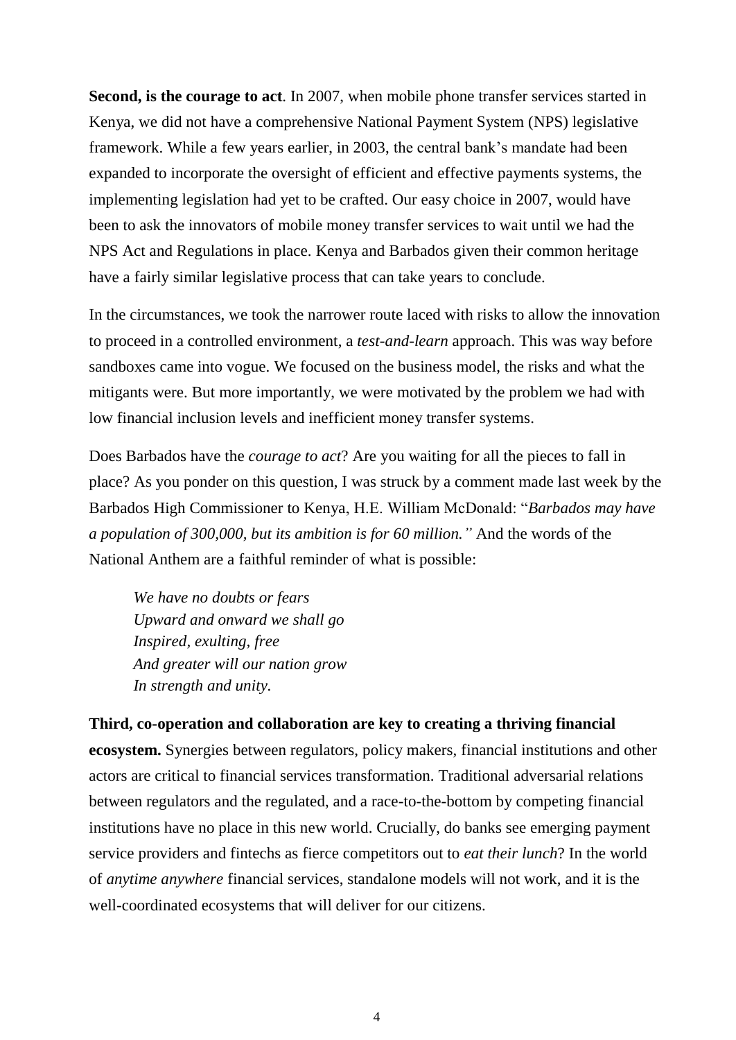**Second, is the courage to act**. In 2007, when mobile phone transfer services started in Kenya, we did not have a comprehensive National Payment System (NPS) legislative framework. While a few years earlier, in 2003, the central bank's mandate had been expanded to incorporate the oversight of efficient and effective payments systems, the implementing legislation had yet to be crafted. Our easy choice in 2007, would have been to ask the innovators of mobile money transfer services to wait until we had the NPS Act and Regulations in place. Kenya and Barbados given their common heritage have a fairly similar legislative process that can take years to conclude.

In the circumstances, we took the narrower route laced with risks to allow the innovation to proceed in a controlled environment, a *test-and-learn* approach. This was way before sandboxes came into vogue. We focused on the business model, the risks and what the mitigants were. But more importantly, we were motivated by the problem we had with low financial inclusion levels and inefficient money transfer systems.

Does Barbados have the *courage to act*? Are you waiting for all the pieces to fall in place? As you ponder on this question, I was struck by a comment made last week by the Barbados High Commissioner to Kenya, H.E. William McDonald: "*Barbados may have a population of 300,000, but its ambition is for 60 million."* And the words of the National Anthem are a faithful reminder of what is possible:

> *We have no doubts or fears*
> *Upward and onward we shall go*
> *Inspired, exulting, free*
> *And greater will our nation grow*
> *In strength and unity.*

**Third, co-operation and collaboration are key to creating a thriving financial ecosystem.** Synergies between regulators, policy makers, financial institutions and other actors are critical to financial services transformation. Traditional adversarial relations between regulators and the regulated, and a race-to-the-bottom by competing financial institutions have no place in this new world. Crucially, do banks see emerging payment service providers and fintechs as fierce competitors out to *eat their lunch*? In the world of *anytime anywhere* financial services, standalone models will not work, and it is the well-coordinated ecosystems that will deliver for our citizens.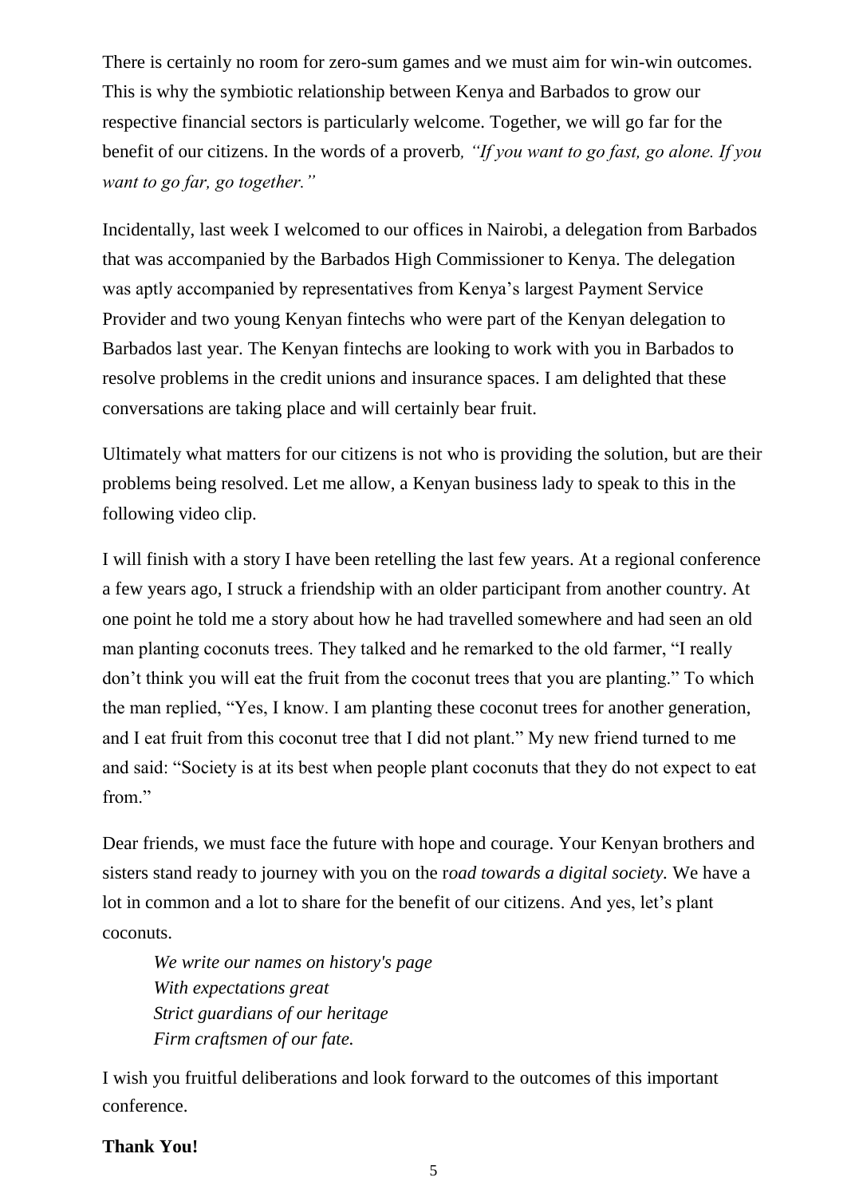There is certainly no room for zero-sum games and we must aim for win-win outcomes. This is why the symbiotic relationship between Kenya and Barbados to grow our respective financial sectors is particularly welcome. Together, we will go far for the benefit of our citizens. In the words of a proverb*, "If you want to go fast, go alone. If you want to go far, go together."*

Incidentally, last week I welcomed to our offices in Nairobi, a delegation from Barbados that was accompanied by the Barbados High Commissioner to Kenya. The delegation was aptly accompanied by representatives from Kenya's largest Payment Service Provider and two young Kenyan fintechs who were part of the Kenyan delegation to Barbados last year. The Kenyan fintechs are looking to work with you in Barbados to resolve problems in the credit unions and insurance spaces. I am delighted that these conversations are taking place and will certainly bear fruit.

Ultimately what matters for our citizens is not who is providing the solution, but are their problems being resolved. Let me allow, a Kenyan business lady to speak to this in the following video clip.

I will finish with a story I have been retelling the last few years. At a regional conference a few years ago, I struck a friendship with an older participant from another country. At one point he told me a story about how he had travelled somewhere and had seen an old man planting coconuts trees. They talked and he remarked to the old farmer, "I really don't think you will eat the fruit from the coconut trees that you are planting." To which the man replied, "Yes, I know. I am planting these coconut trees for another generation, and I eat fruit from this coconut tree that I did not plant." My new friend turned to me and said: "Society is at its best when people plant coconuts that they do not expect to eat from."

Dear friends, we must face the future with hope and courage. Your Kenyan brothers and sisters stand ready to journey with you on the r*oad towards a digital society.* We have a lot in common and a lot to share for the benefit of our citizens. And yes, let's plant coconuts.

> *We write our names on history's page*
> *With expectations great*
> *Strict guardians of our heritage*
> *Firm craftsmen of our fate.*

I wish you fruitful deliberations and look forward to the outcomes of this important conference.

**Thank You!**